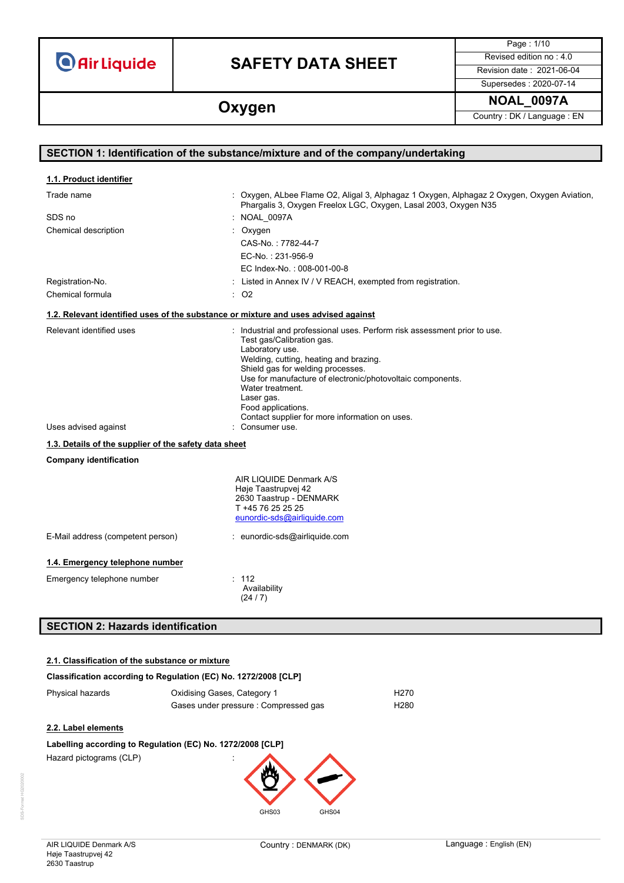# SAFETY DATA SHEET

## Oxygen

| | |
|---|---|
| Page : 1/10 | |
| Revised edition no : 4.0 | |
| Revision date : 2021-06-04 | |
| Supersedes : 2020-07-14 | |
| **NOAL_0097A** | |
| Country : DK / Language : EN | |

## SECTION 1: Identification of the substance/mixture and of the company/undertaking

### 1.1. Product identifier

Trade name : Oxygen, ALbee Flame O2, Aligal 3, Alphagaz 1 Oxygen, Alphagaz 2 Oxygen, Oxygen Aviation, Phargalis 3, Oxygen Freelox LGC, Oxygen, Lasal 2003, Oxygen N35

SDS no : NOAL_0097A

Chemical description : Oxygen
CAS-No. : 7782-44-7
EC-No. : 231-956-9
EC Index-No. : 008-001-00-8

Registration-No. : Listed in Annex IV / V REACH, exempted from registration.

Chemical formula : $O_2$

### 1.2. Relevant identified uses of the substance or mixture and uses advised against

Relevant identified uses : Industrial and professional uses. Perform risk assessment prior to use.
Test gas/Calibration gas.
Laboratory use.
Welding, cutting, heating and brazing.
Shield gas for welding processes.
Use for manufacture of electronic/photovoltaic components.
Water treatment.
Laser gas.
Food applications.
Contact supplier for more information on uses.

Uses advised against : Consumer use.

### 1.3. Details of the supplier of the safety data sheet

**Company identification**

AIR LIQUIDE Denmark A/S
Høje Taastrupvej 42
2630 Taastrup - DENMARK
T +45 76 25 25 25
eunordic-sds@airliquide.com

E-Mail address (competent person) : eunordic-sds@airliquide.com

### 1.4. Emergency telephone number

Emergency telephone number : 112
Availability
(24 / 7)

## SECTION 2: Hazards identification

### 2.1. Classification of the substance or mixture

**Classification according to Regulation (EC) No. 1272/2008 [CLP]**

| Physical hazards | Oxidising Gases, Category 1 | H270 |
|---|---|---|
| | Gases under pressure : Compressed gas | H280 |

### 2.2. Label elements

**Labelling according to Regulation (EC) No. 1272/2008 [CLP]**

Hazard pictograms (CLP) :

GHS03 GHS04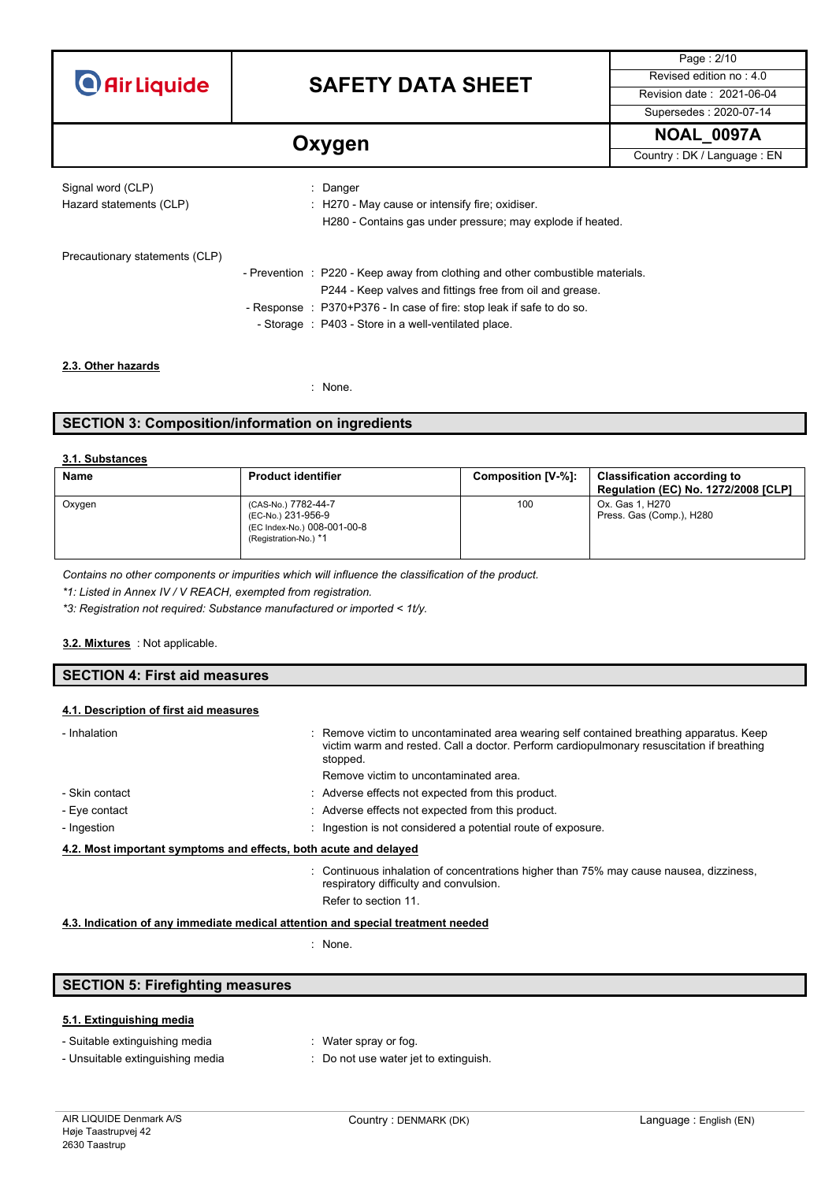Signal word (CLP) : Danger

Hazard statements (CLP) : H270 - May cause or intensify fire; oxidiser.
H280 - Contains gas under pressure; may explode if heated.

Precautionary statements (CLP)

- Prevention : P220 - Keep away from clothing and other combustible materials.
P244 - Keep valves and fittings free from oil and grease.
- Response : P370+P376 - In case of fire: stop leak if safe to do so.
- Storage : P403 - Store in a well-ventilated place.

### 2.3. Other hazards

: None.

## SECTION 3: Composition/information on ingredients

### 3.1. Substances

| Name | Product identifier | Composition [V-%]: | Classification according to Regulation (EC) No. 1272/2008 [CLP] |
|---|---|---|---|
| Oxygen | (CAS-No.) 7782-44-7<br>(EC-No.) 231-956-9<br>(EC Index-No.) 008-001-00-8<br>(Registration-No.) *1 | 100 | Ox. Gas 1, H270<br>Press. Gas (Comp.), H280 |

*Contains no other components or impurities which will influence the classification of the product.*

**1: Listed in Annex IV / V REACH, exempted from registration.*

**3: Registration not required: Substance manufactured or imported < 1t/y.*

**3.2. Mixtures** : Not applicable.

## SECTION 4: First aid measures

### 4.1. Description of first aid measures

- Inhalation : Remove victim to uncontaminated area wearing self contained breathing apparatus. Keep victim warm and rested. Call a doctor. Perform cardiopulmonary resuscitation if breathing stopped.
Remove victim to uncontaminated area.
- Skin contact : Adverse effects not expected from this product.
- Eye contact : Adverse effects not expected from this product.
- Ingestion : Ingestion is not considered a potential route of exposure.

### 4.2. Most important symptoms and effects, both acute and delayed

: Continuous inhalation of concentrations higher than 75% may cause nausea, dizziness, respiratory difficulty and convulsion.
Refer to section 11.

### 4.3. Indication of any immediate medical attention and special treatment needed

: None.

## SECTION 5: Firefighting measures

### 5.1. Extinguishing media

- Suitable extinguishing media : Water spray or fog.
- Unsuitable extinguishing media : Do not use water jet to extinguish.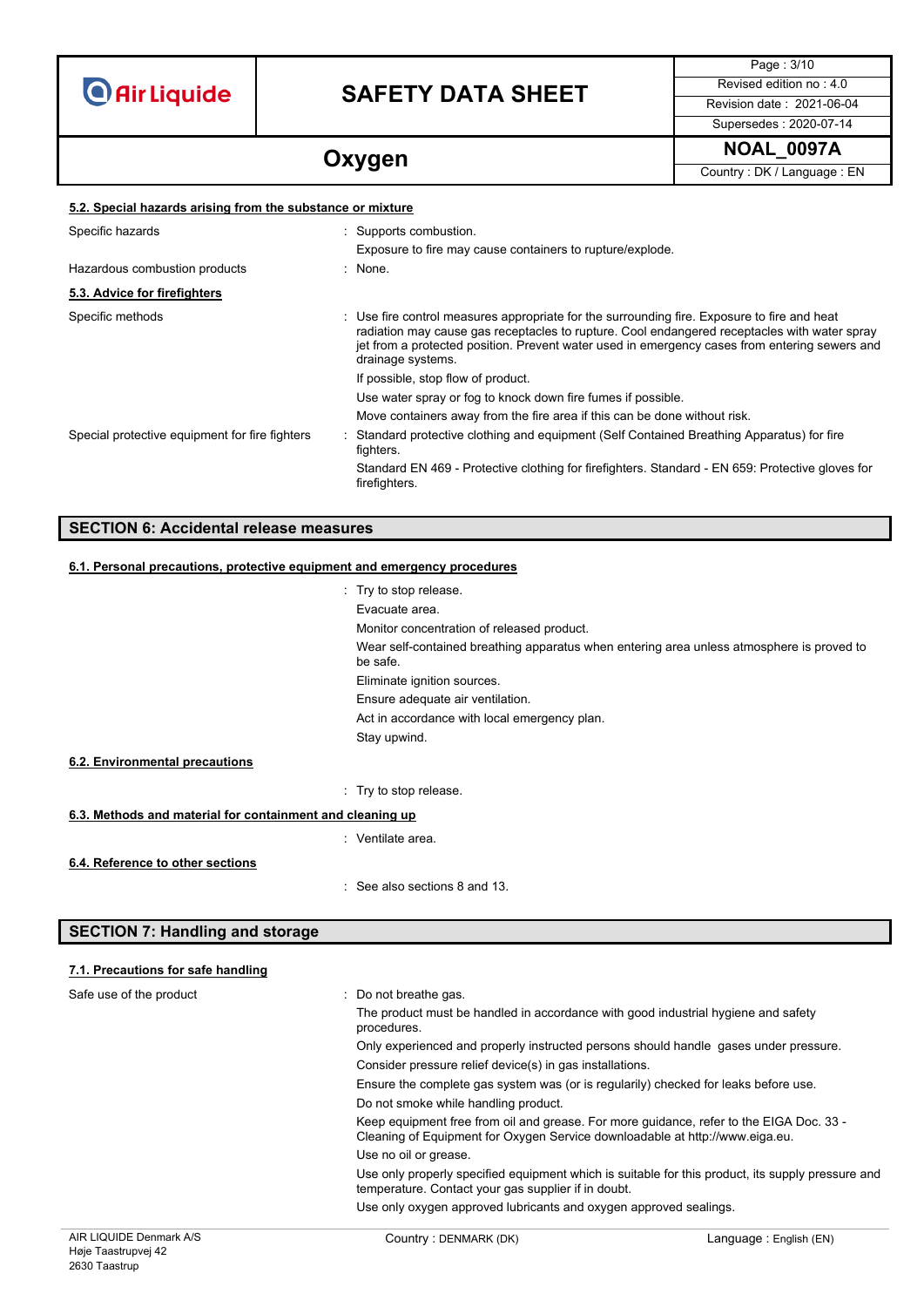#### 5.2. Special hazards arising from the substance or mixture

| | |
|---|---|
| Specific hazards | : Supports combustion. |
| | Exposure to fire may cause containers to rupture/explode. |
| Hazardous combustion products | : None. |

#### 5.3. Advice for firefighters

| | |
|---|---|
| Specific methods | : Use fire control measures appropriate for the surrounding fire. Exposure to fire and heat radiation may cause gas receptacles to rupture. Cool endangered receptacles with water spray jet from a protected position. Prevent water used in emergency cases from entering sewers and drainage systems. |
| | If possible, stop flow of product. |
| | Use water spray or fog to knock down fire fumes if possible. |
| | Move containers away from the fire area if this can be done without risk. |
| Special protective equipment for fire fighters | : Standard protective clothing and equipment (Self Contained Breathing Apparatus) for fire fighters. |
| | Standard EN 469 - Protective clothing for firefighters. Standard - EN 659: Protective gloves for firefighters. |

## SECTION 6: Accidental release measures

#### 6.1. Personal precautions, protective equipment and emergency procedures

: Try to stop release.
Evacuate area.
Monitor concentration of released product.
Wear self-contained breathing apparatus when entering area unless atmosphere is proved to be safe.
Eliminate ignition sources.
Ensure adequate air ventilation.
Act in accordance with local emergency plan.
Stay upwind.

#### 6.2. Environmental precautions

: Try to stop release.

#### 6.3. Methods and material for containment and cleaning up

: Ventilate area.

#### 6.4. Reference to other sections

: See also sections 8 and 13.

## SECTION 7: Handling and storage

#### 7.1. Precautions for safe handling

| | |
|---|---|
| Safe use of the product | : Do not breathe gas. |
| | The product must be handled in accordance with good industrial hygiene and safety procedures. |
| | Only experienced and properly instructed persons should handle gases under pressure. |
| | Consider pressure relief device(s) in gas installations. |
| | Ensure the complete gas system was (or is regularily) checked for leaks before use. |
| | Do not smoke while handling product. |
| | Keep equipment free from oil and grease. For more guidance, refer to the EIGA Doc. 33 - Cleaning of Equipment for Oxygen Service downloadable at http://www.eiga.eu. |
| | Use no oil or grease. |
| | Use only properly specified equipment which is suitable for this product, its supply pressure and temperature. Contact your gas supplier if in doubt. |
| | Use only oxygen approved lubricants and oxygen approved sealings. |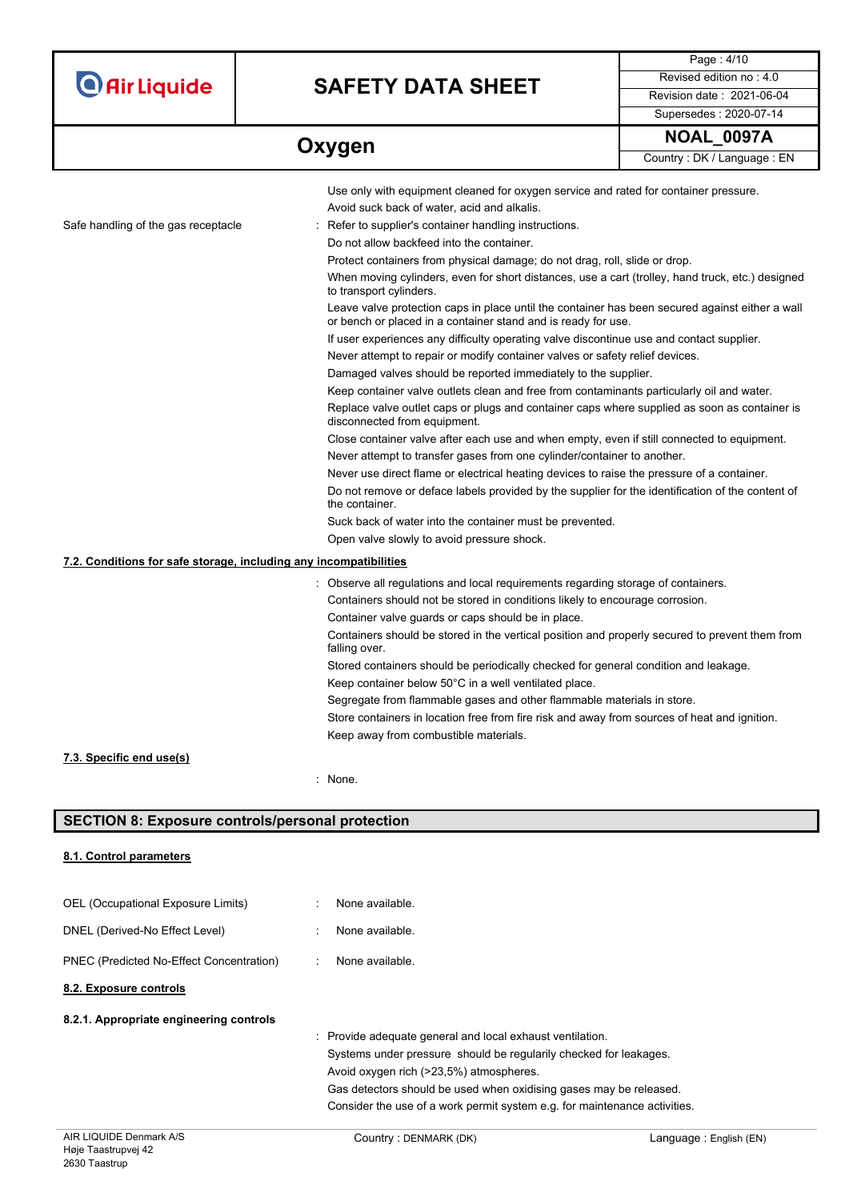Use only with equipment cleaned for oxygen service and rated for container pressure.
Avoid suck back of water, acid and alkalis.

Safe handling of the gas receptacle : Refer to supplier's container handling instructions.
Do not allow backfeed into the container.
Protect containers from physical damage; do not drag, roll, slide or drop.
When moving cylinders, even for short distances, use a cart (trolley, hand truck, etc.) designed to transport cylinders.
Leave valve protection caps in place until the container has been secured against either a wall or bench or placed in a container stand and is ready for use.
If user experiences any difficulty operating valve discontinue use and contact supplier.
Never attempt to repair or modify container valves or safety relief devices.
Damaged valves should be reported immediately to the supplier.
Keep container valve outlets clean and free from contaminants particularly oil and water.
Replace valve outlet caps or plugs and container caps where supplied as soon as container is disconnected from equipment.
Close container valve after each use and when empty, even if still connected to equipment.
Never attempt to transfer gases from one cylinder/container to another.
Never use direct flame or electrical heating devices to raise the pressure of a container.
Do not remove or deface labels provided by the supplier for the identification of the content of the container.
Suck back of water into the container must be prevented.
Open valve slowly to avoid pressure shock.

**7.2. Conditions for safe storage, including any incompatibilities**

: Observe all regulations and local requirements regarding storage of containers.
Containers should not be stored in conditions likely to encourage corrosion.
Container valve guards or caps should be in place.
Containers should be stored in the vertical position and properly secured to prevent them from falling over.
Stored containers should be periodically checked for general condition and leakage.
Keep container below 50°C in a well ventilated place.
Segregate from flammable gases and other flammable materials in store.
Store containers in location free from fire risk and away from sources of heat and ignition.
Keep away from combustible materials.

**7.3. Specific end use(s)**

: None.

## SECTION 8: Exposure controls/personal protection

**8.1. Control parameters**

OEL (Occupational Exposure Limits) : None available.

DNEL (Derived-No Effect Level) : None available.

PNEC (Predicted No-Effect Concentration) : None available.

**8.2. Exposure controls**

**8.2.1. Appropriate engineering controls**

: Provide adequate general and local exhaust ventilation.
Systems under pressure should be regularily checked for leakages.
Avoid oxygen rich (>23,5%) atmospheres.
Gas detectors should be used when oxidising gases may be released.
Consider the use of a work permit system e.g. for maintenance activities.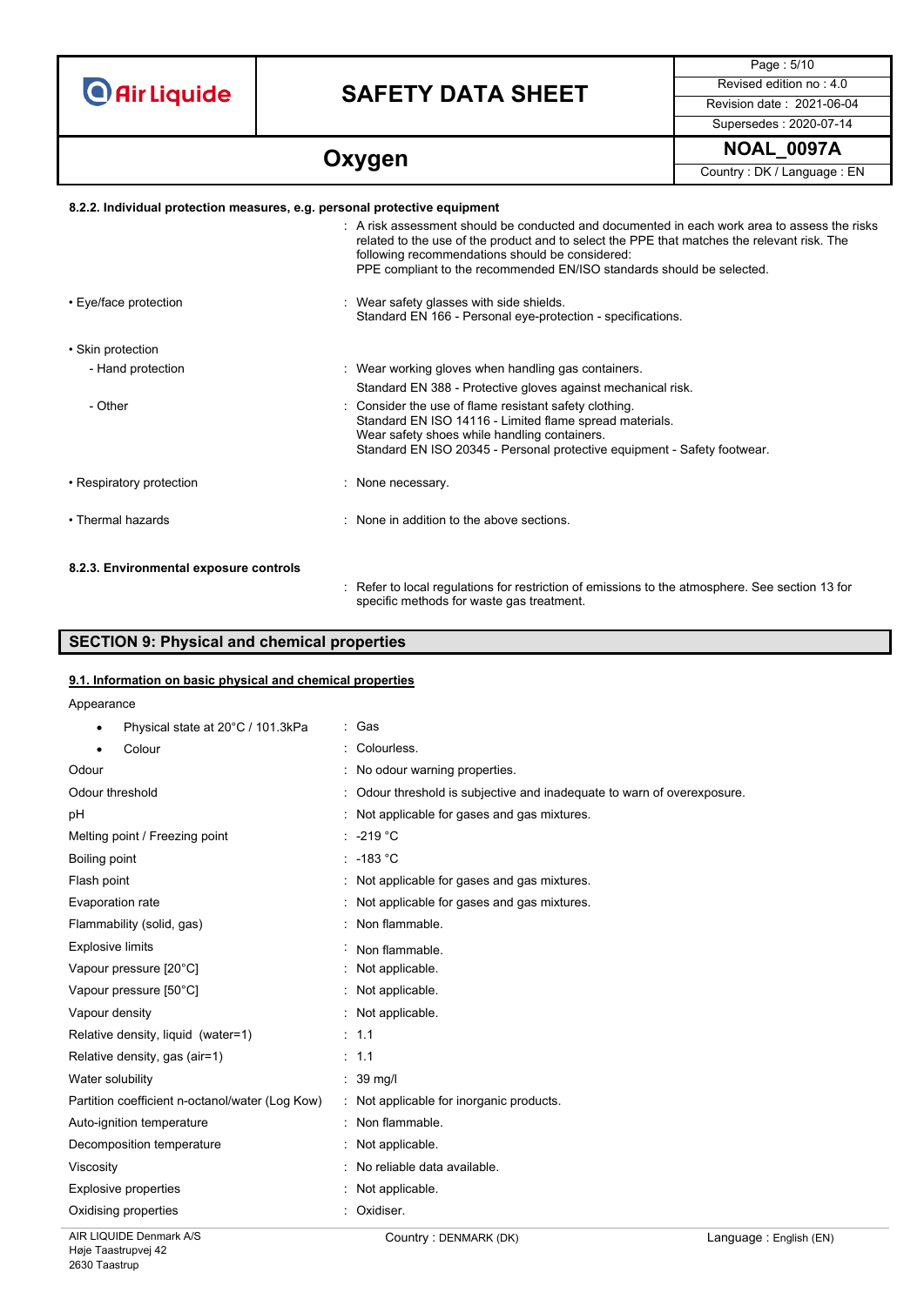#### 8.2.2. Individual protection measures, e.g. personal protective equipment

| | |
|---|---|
| | : A risk assessment should be conducted and documented in each work area to assess the risks related to the use of the product and to select the PPE that matches the relevant risk. The following recommendations should be considered: PPE compliant to the recommended EN/ISO standards should be selected. |
| • Eye/face protection | : Wear safety glasses with side shields. Standard EN 166 - Personal eye-protection - specifications. |
| • Skin protection | |
| - Hand protection | : Wear working gloves when handling gas containers. Standard EN 388 - Protective gloves against mechanical risk. |
| - Other | : Consider the use of flame resistant safety clothing. Standard EN ISO 14116 - Limited flame spread materials. Wear safety shoes while handling containers. Standard EN ISO 20345 - Personal protective equipment - Safety footwear. |
| • Respiratory protection | : None necessary. |
| • Thermal hazards | : None in addition to the above sections. |

#### 8.2.3. Environmental exposure controls

: Refer to local regulations for restriction of emissions to the atmosphere. See section 13 for specific methods for waste gas treatment.

## SECTION 9: Physical and chemical properties

### 9.1. Information on basic physical and chemical properties

| | |
|---|---|
| Appearance | |
| • Physical state at 20°C / 101.3kPa | : Gas |
| • Colour | : Colourless. |
| Odour | : No odour warning properties. |
| Odour threshold | : Odour threshold is subjective and inadequate to warn of overexposure. |
| pH | : Not applicable for gases and gas mixtures. |
| Melting point / Freezing point | : -219 °C |
| Boiling point | : -183 °C |
| Flash point | : Not applicable for gases and gas mixtures. |
| Evaporation rate | : Not applicable for gases and gas mixtures. |
| Flammability (solid, gas) | : Non flammable. |
| Explosive limits | : Non flammable. |
| Vapour pressure [20°C] | : Not applicable. |
| Vapour pressure [50°C] | : Not applicable. |
| Vapour density | : Not applicable. |
| Relative density, liquid (water=1) | : 1.1 |
| Relative density, gas (air=1) | : 1.1 |
| Water solubility | : 39 mg/l |
| Partition coefficient n-octanol/water (Log Kow) | : Not applicable for inorganic products. |
| Auto-ignition temperature | : Non flammable. |
| Decomposition temperature | : Not applicable. |
| Viscosity | : No reliable data available. |
| Explosive properties | : Not applicable. |
| Oxidising properties | : Oxidiser. |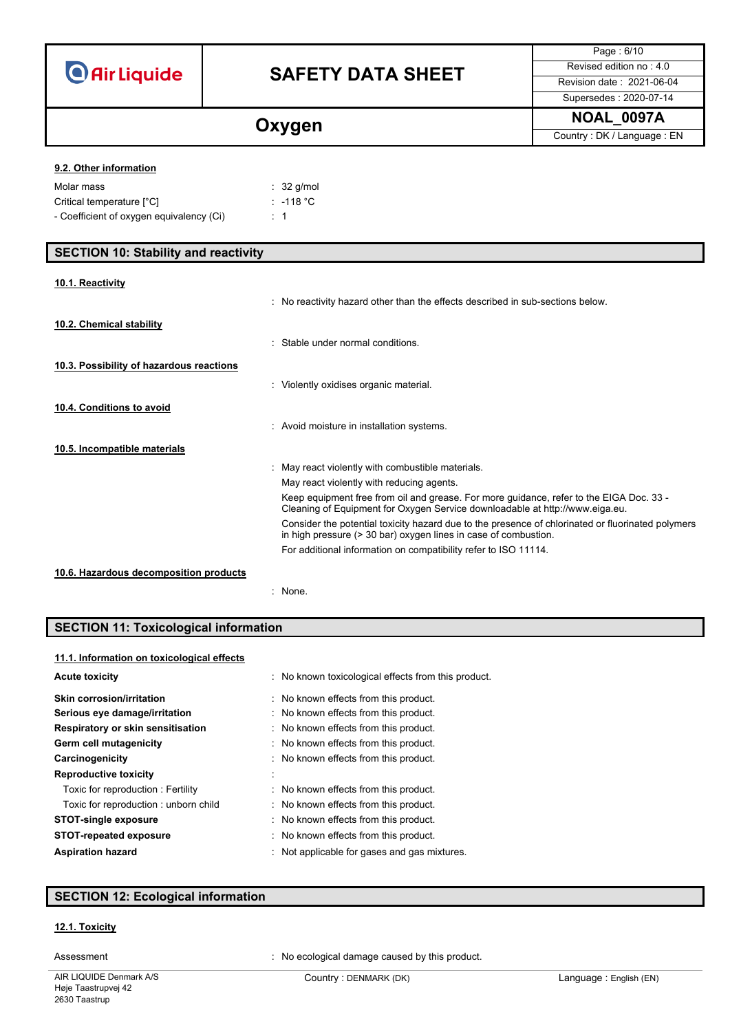### 9.2. Other information

| | |
|---|---|
| Molar mass | : 32 g/mol |
| Critical temperature [°C] | : -118 °C |
| - Coefficient of oxygen equivalency (Ci) | : 1 |

## SECTION 10: Stability and reactivity

### 10.1. Reactivity

: No reactivity hazard other than the effects described in sub-sections below.

### 10.2. Chemical stability

: Stable under normal conditions.

### 10.3. Possibility of hazardous reactions

: Violently oxidises organic material.

### 10.4. Conditions to avoid

: Avoid moisture in installation systems.

### 10.5. Incompatible materials

: May react violently with combustible materials.

May react violently with reducing agents.

Keep equipment free from oil and grease. For more guidance, refer to the EIGA Doc. 33 - Cleaning of Equipment for Oxygen Service downloadable at http://www.eiga.eu.

Consider the potential toxicity hazard due to the presence of chlorinated or fluorinated polymers in high pressure (> 30 bar) oxygen lines in case of combustion.

For additional information on compatibility refer to ISO 11114.

### 10.6. Hazardous decomposition products

: None.

## SECTION 11: Toxicological information

### 11.1. Information on toxicological effects

| | |
|---|---|
| **Acute toxicity** | : No known toxicological effects from this product. |
| **Skin corrosion/irritation** | : No known effects from this product. |
| **Serious eye damage/irritation** | : No known effects from this product. |
| **Respiratory or skin sensitisation** | : No known effects from this product. |
| **Germ cell mutagenicity** | : No known effects from this product. |
| **Carcinogenicity** | : No known effects from this product. |
| **Reproductive toxicity** | : |
| Toxic for reproduction : Fertility | : No known effects from this product. |
| Toxic for reproduction : unborn child | : No known effects from this product. |
| **STOT-single exposure** | : No known effects from this product. |
| **STOT-repeated exposure** | : No known effects from this product. |
| **Aspiration hazard** | : Not applicable for gases and gas mixtures. |

## SECTION 12: Ecological information

### 12.1. Toxicity

| | |
|---|---|
| Assessment | : No ecological damage caused by this product. |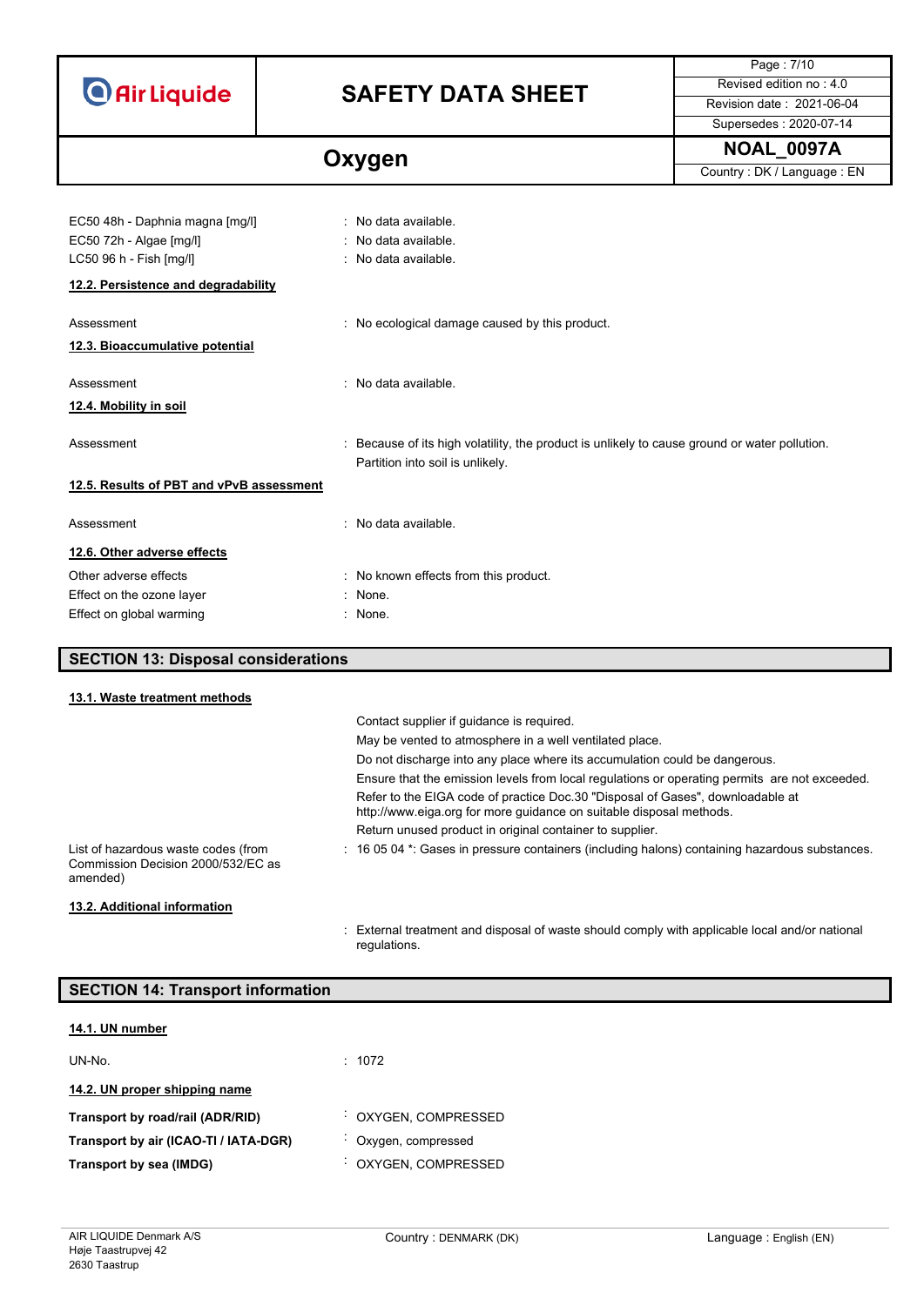EC50 48h - Daphnia magna [mg/l] : No data available.
EC50 72h - Algae [mg/l] : No data available.
LC50 96 h - Fish [mg/l] : No data available.

### 12.2. Persistence and degradability

Assessment : No ecological damage caused by this product.

### 12.3. Bioaccumulative potential

Assessment : No data available.

### 12.4. Mobility in soil

Assessment : Because of its high volatility, the product is unlikely to cause ground or water pollution. Partition into soil is unlikely.

### 12.5. Results of PBT and vPvB assessment

Assessment : No data available.

### 12.6. Other adverse effects

Other adverse effects : No known effects from this product.
Effect on the ozone layer : None.
Effect on global warming : None.

## SECTION 13: Disposal considerations

### 13.1. Waste treatment methods

Contact supplier if guidance is required.
May be vented to atmosphere in a well ventilated place.
Do not discharge into any place where its accumulation could be dangerous.
Ensure that the emission levels from local regulations or operating permits are not exceeded.
Refer to the EIGA code of practice Doc.30 "Disposal of Gases", downloadable at http://www.eiga.org for more guidance on suitable disposal methods.
Return unused product in original container to supplier.

List of hazardous waste codes (from Commission Decision 2000/532/EC as amended) : 16 05 04 *: Gases in pressure containers (including halons) containing hazardous substances.

### 13.2. Additional information

: External treatment and disposal of waste should comply with applicable local and/or national regulations.

## SECTION 14: Transport information

### 14.1. UN number

UN-No. : 1072

### 14.2. UN proper shipping name

**Transport by road/rail (ADR/RID)** : OXYGEN, COMPRESSED
**Transport by air (ICAO-TI / IATA-DGR)** : Oxygen, compressed
**Transport by sea (IMDG)** : OXYGEN, COMPRESSED

AIR LIQUIDE Denmark A/S
Høje Taastrupvej 42
2630 Taastrup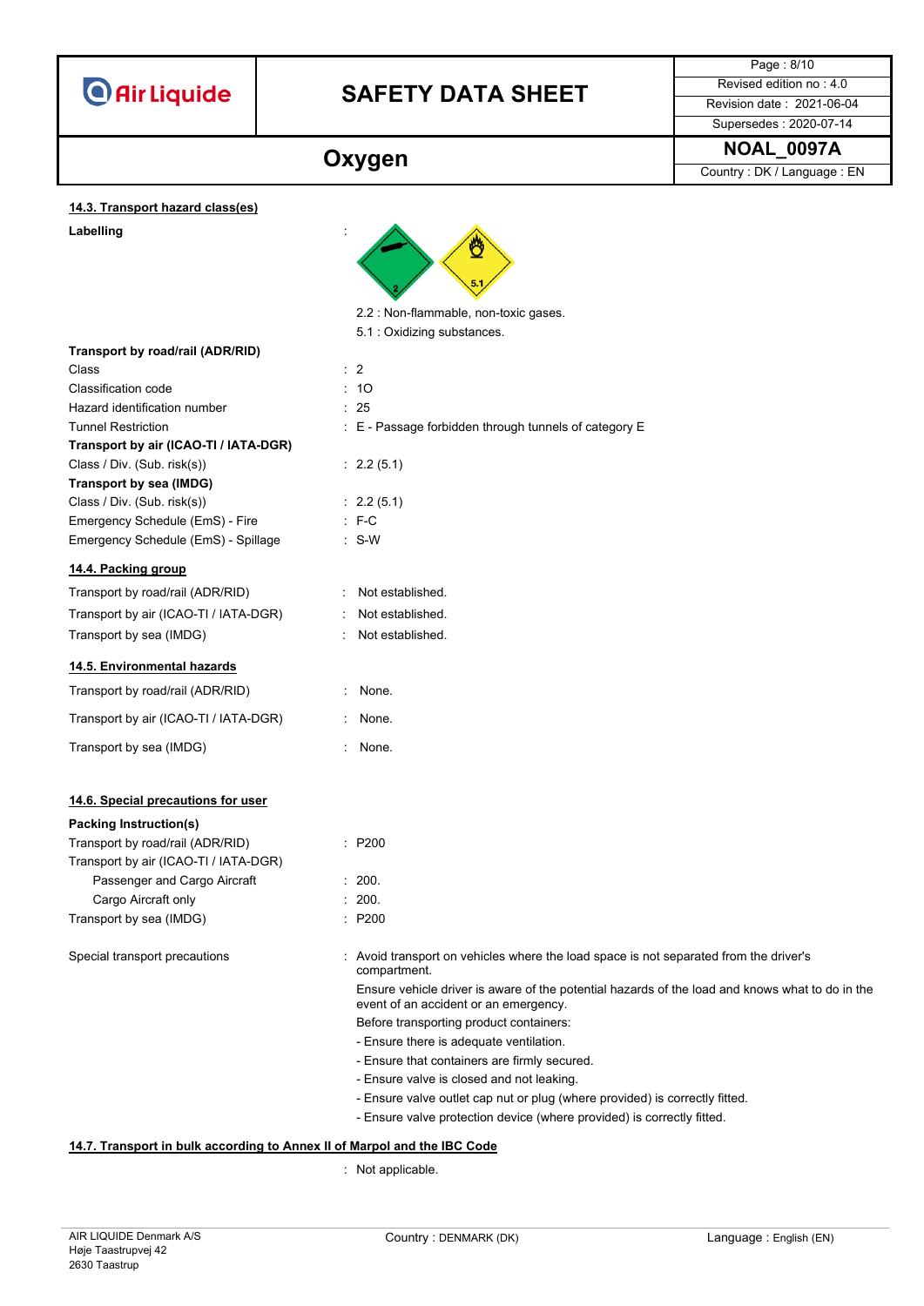### 14.3. Transport hazard class(es)

**Labelling** :

2.2 : Non-flammable, non-toxic gases.
5.1 : Oxidizing substances.

| | |
|---|---|
| **Transport by road/rail (ADR/RID)** | |
| Class | : 2 |
| Classification code | : 1O |
| Hazard identification number | : 25 |
| Tunnel Restriction | : E - Passage forbidden through tunnels of category E |
| **Transport by air (ICAO-TI / IATA-DGR)** | |
| Class / Div. (Sub. risk(s)) | : 2.2 (5.1) |
| **Transport by sea (IMDG)** | |
| Class / Div. (Sub. risk(s)) | : 2.2 (5.1) |
| Emergency Schedule (EmS) - Fire | : F-C |
| Emergency Schedule (EmS) - Spillage | : S-W |

### 14.4. Packing group

| | |
|---|---|
| Transport by road/rail (ADR/RID) | : Not established. |
| Transport by air (ICAO-TI / IATA-DGR) | : Not established. |
| Transport by sea (IMDG) | : Not established. |

### 14.5. Environmental hazards

| | |
|---|---|
| Transport by road/rail (ADR/RID) | : None. |
| Transport by air (ICAO-TI / IATA-DGR) | : None. |
| Transport by sea (IMDG) | : None. |

### 14.6. Special precautions for user

| | |
|---|---|
| **Packing Instruction(s)** | |
| Transport by road/rail (ADR/RID) | : P200 |
| Transport by air (ICAO-TI / IATA-DGR) | |
| Passenger and Cargo Aircraft | : 200. |
| Cargo Aircraft only | : 200. |
| Transport by sea (IMDG) | : P200 |

Special transport precautions : Avoid transport on vehicles where the load space is not separated from the driver's compartment.

Ensure vehicle driver is aware of the potential hazards of the load and knows what to do in the event of an accident or an emergency.

Before transporting product containers:

- Ensure there is adequate ventilation.
- Ensure that containers are firmly secured.
- Ensure valve is closed and not leaking.
- Ensure valve outlet cap nut or plug (where provided) is correctly fitted.
- Ensure valve protection device (where provided) is correctly fitted.

### 14.7. Transport in bulk according to Annex II of Marpol and the IBC Code

: Not applicable.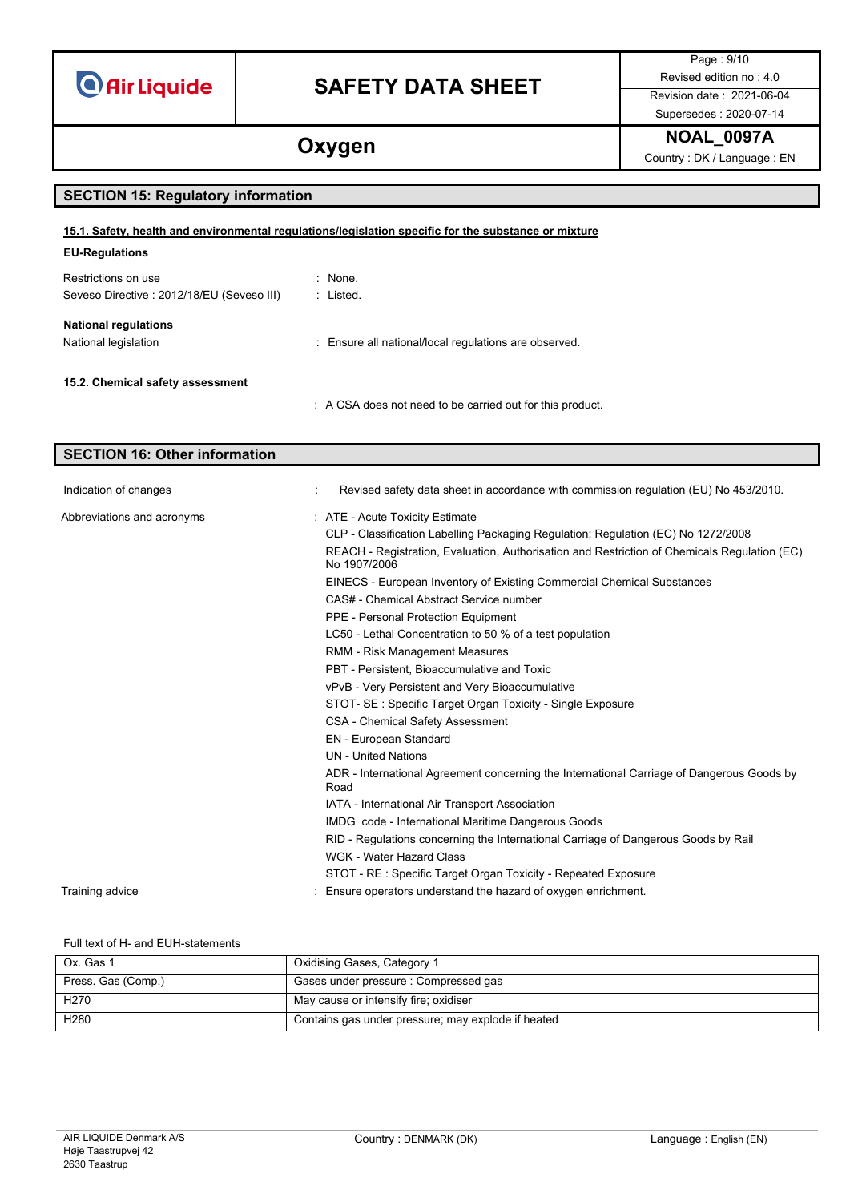## SECTION 15: Regulatory information

### 15.1. Safety, health and environmental regulations/legislation specific for the substance or mixture

**EU-Regulations**

Restrictions on use : None.

Seveso Directive : 2012/18/EU (Seveso III) : Listed.

**National regulations**

National legislation : Ensure all national/local regulations are observed.

### 15.2. Chemical safety assessment

: A CSA does not need to be carried out for this product.

## SECTION 16: Other information

Indication of changes : Revised safety data sheet in accordance with commission regulation (EU) No 453/2010.

Abbreviations and acronyms :
- ATE - Acute Toxicity Estimate
- CLP - Classification Labelling Packaging Regulation; Regulation (EC) No 1272/2008
- REACH - Registration, Evaluation, Authorisation and Restriction of Chemicals Regulation (EC) No 1907/2006
- EINECS - European Inventory of Existing Commercial Chemical Substances
- CAS# - Chemical Abstract Service number
- PPE - Personal Protection Equipment
- LC50 - Lethal Concentration to 50 % of a test population
- RMM - Risk Management Measures
- PBT - Persistent, Bioaccumulative and Toxic
- vPvB - Very Persistent and Very Bioaccumulative
- STOT- SE : Specific Target Organ Toxicity - Single Exposure
- CSA - Chemical Safety Assessment
- EN - European Standard
- UN - United Nations
- ADR - International Agreement concerning the International Carriage of Dangerous Goods by Road
- IATA - International Air Transport Association
- IMDG code - International Maritime Dangerous Goods
- RID - Regulations concerning the International Carriage of Dangerous Goods by Rail
- WGK - Water Hazard Class
- STOT - RE : Specific Target Organ Toxicity - Repeated Exposure

Training advice : Ensure operators understand the hazard of oxygen enrichment.

Full text of H- and EUH-statements

| | |
|---|---|
| Ox. Gas 1 | Oxidising Gases, Category 1 |
| Press. Gas (Comp.) | Gases under pressure : Compressed gas |
| H270 | May cause or intensify fire; oxidiser |
| H280 | Contains gas under pressure; may explode if heated |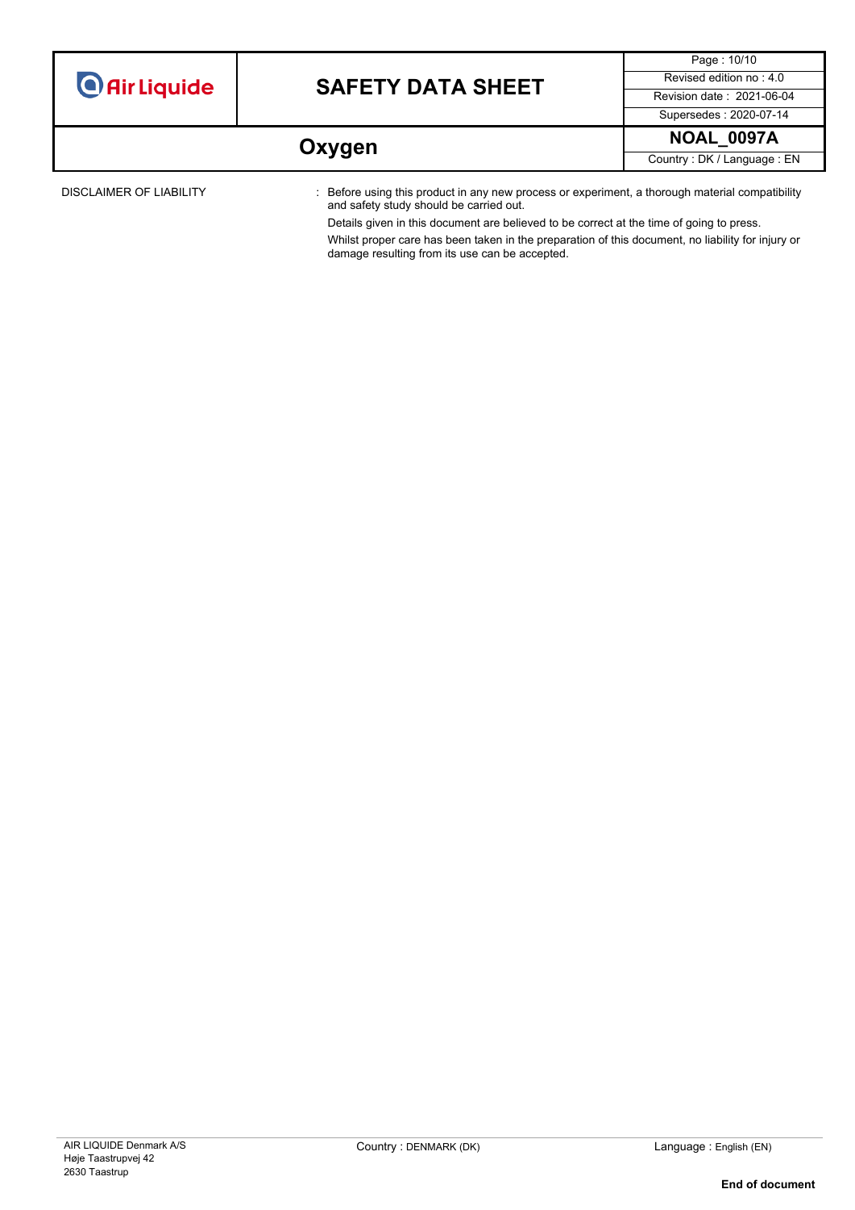DISCLAIMER OF LIABILITY : Before using this product in any new process or experiment, a thorough material compatibility and safety study should be carried out.

Details given in this document are believed to be correct at the time of going to press.

Whilst proper care has been taken in the preparation of this document, no liability for injury or damage resulting from its use can be accepted.

**End of document**